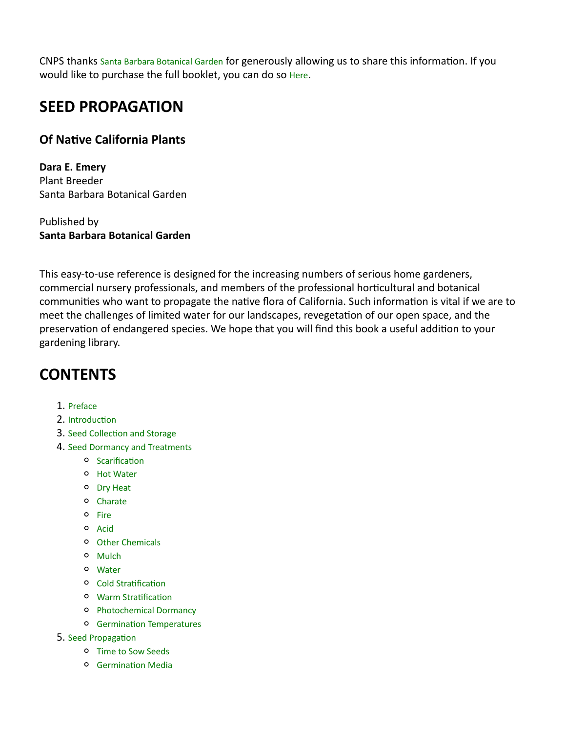CNPS thanks Santa Barbara Botanical Garden for generously allowing us to share this information. If you would like to purchase the full booklet, you can do so Here.

# SEED PROPAGATION

### Of Native California Plants

**Dara E. Emery**
Plant Breeder
Santa Barbara Botanical Garden

Published by
**Santa Barbara Botanical Garden**

This easy-to-use reference is designed for the increasing numbers of serious home gardeners, commercial nursery professionals, and members of the professional horticultural and botanical communities who want to propagate the native flora of California. Such information is vital if we are to meet the challenges of limited water for our landscapes, revegetation of our open space, and the preservation of endangered species. We hope that you will find this book a useful addition to your gardening library.

# CONTENTS

1. Preface
2. Introduction
3. Seed Collection and Storage
4. Seed Dormancy and Treatments
    - Scarification
    - Hot Water
    - Dry Heat
    - Charate
    - Fire
    - Acid
    - Other Chemicals
    - Mulch
    - Water
    - Cold Stratification
    - Warm Stratification
    - Photochemical Dormancy
    - Germination Temperatures
5. Seed Propagation
    - Time to Sow Seeds
    - Germination Media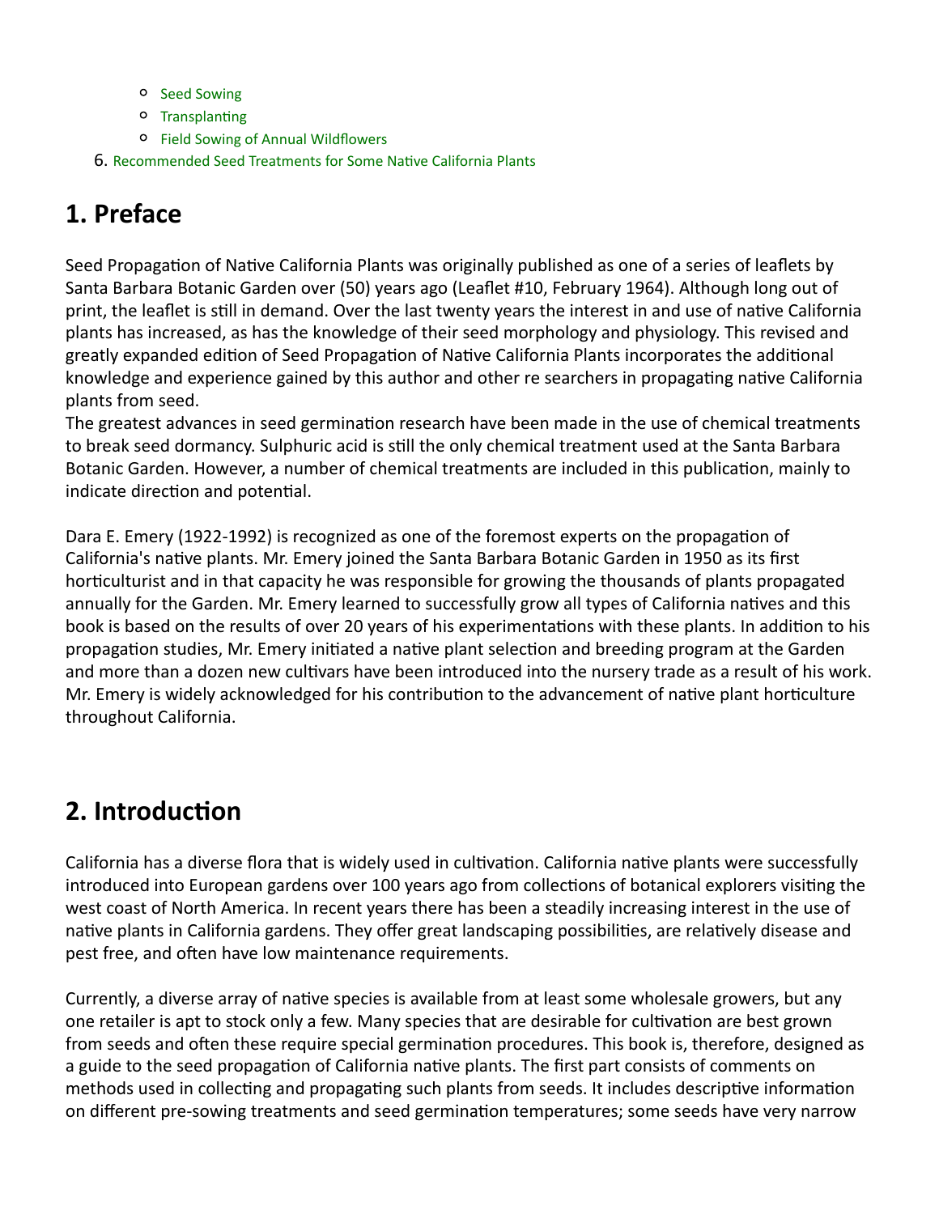- Seed Sowing
   - Transplanting
   - Field Sowing of Annual Wildflowers
6. Recommended Seed Treatments for Some Native California Plants

## 1. Preface

Seed Propagation of Native California Plants was originally published as one of a series of leaflets by Santa Barbara Botanic Garden over (50) years ago (Leaflet #10, February 1964). Although long out of print, the leaflet is still in demand. Over the last twenty years the interest in and use of native California plants has increased, as has the knowledge of their seed morphology and physiology. This revised and greatly expanded edition of Seed Propagation of Native California Plants incorporates the additional knowledge and experience gained by this author and other re searchers in propagating native California plants from seed.
The greatest advances in seed germination research have been made in the use of chemical treatments to break seed dormancy. Sulphuric acid is still the only chemical treatment used at the Santa Barbara Botanic Garden. However, a number of chemical treatments are included in this publication, mainly to indicate direction and potential.

Dara E. Emery (1922-1992) is recognized as one of the foremost experts on the propagation of California's native plants. Mr. Emery joined the Santa Barbara Botanic Garden in 1950 as its first horticulturist and in that capacity he was responsible for growing the thousands of plants propagated annually for the Garden. Mr. Emery learned to successfully grow all types of California natives and this book is based on the results of over 20 years of his experimentations with these plants. In addition to his propagation studies, Mr. Emery initiated a native plant selection and breeding program at the Garden and more than a dozen new cultivars have been introduced into the nursery trade as a result of his work. Mr. Emery is widely acknowledged for his contribution to the advancement of native plant horticulture throughout California.

## 2. Introduction

California has a diverse flora that is widely used in cultivation. California native plants were successfully introduced into European gardens over 100 years ago from collections of botanical explorers visiting the west coast of North America. In recent years there has been a steadily increasing interest in the use of native plants in California gardens. They offer great landscaping possibilities, are relatively disease and pest free, and often have low maintenance requirements.

Currently, a diverse array of native species is available from at least some wholesale growers, but any one retailer is apt to stock only a few. Many species that are desirable for cultivation are best grown from seeds and often these require special germination procedures. This book is, therefore, designed as a guide to the seed propagation of California native plants. The first part consists of comments on methods used in collecting and propagating such plants from seeds. It includes descriptive information on different pre-sowing treatments and seed germination temperatures; some seeds have very narrow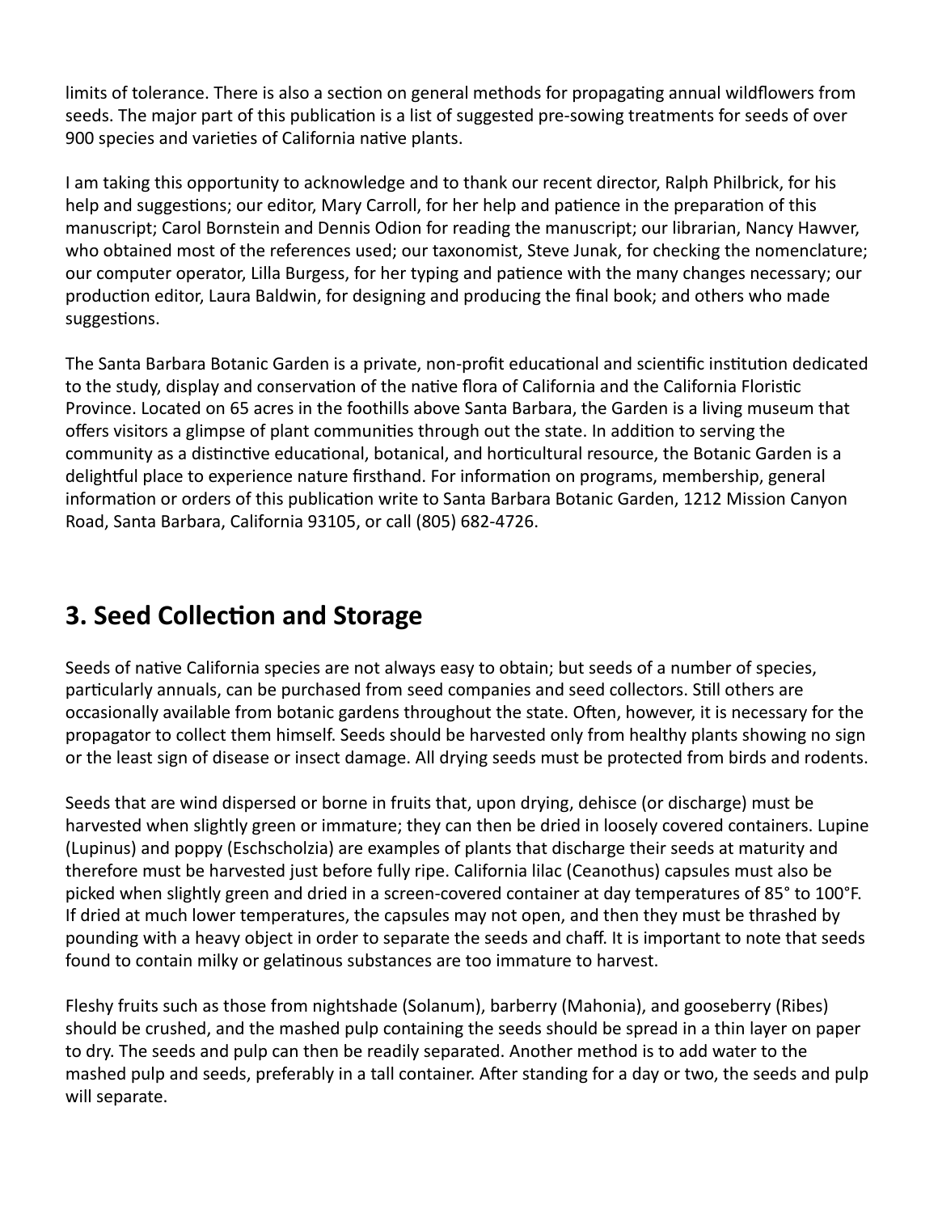limits of tolerance. There is also a section on general methods for propagating annual wildflowers from seeds. The major part of this publication is a list of suggested pre-sowing treatments for seeds of over 900 species and varieties of California native plants.

I am taking this opportunity to acknowledge and to thank our recent director, Ralph Philbrick, for his help and suggestions; our editor, Mary Carroll, for her help and patience in the preparation of this manuscript; Carol Bornstein and Dennis Odion for reading the manuscript; our librarian, Nancy Hawver, who obtained most of the references used; our taxonomist, Steve Junak, for checking the nomenclature; our computer operator, Lilla Burgess, for her typing and patience with the many changes necessary; our production editor, Laura Baldwin, for designing and producing the final book; and others who made suggestions.

The Santa Barbara Botanic Garden is a private, non-profit educational and scientific institution dedicated to the study, display and conservation of the native flora of California and the California Floristic Province. Located on 65 acres in the foothills above Santa Barbara, the Garden is a living museum that offers visitors a glimpse of plant communities through out the state. In addition to serving the community as a distinctive educational, botanical, and horticultural resource, the Botanic Garden is a delightful place to experience nature firsthand. For information on programs, membership, general information or orders of this publication write to Santa Barbara Botanic Garden, 1212 Mission Canyon Road, Santa Barbara, California 93105, or call (805) 682-4726.

## 3. Seed Collection and Storage

Seeds of native California species are not always easy to obtain; but seeds of a number of species, particularly annuals, can be purchased from seed companies and seed collectors. Still others are occasionally available from botanic gardens throughout the state. Often, however, it is necessary for the propagator to collect them himself. Seeds should be harvested only from healthy plants showing no sign or the least sign of disease or insect damage. All drying seeds must be protected from birds and rodents.

Seeds that are wind dispersed or borne in fruits that, upon drying, dehisce (or discharge) must be harvested when slightly green or immature; they can then be dried in loosely covered containers. Lupine (Lupinus) and poppy (Eschscholzia) are examples of plants that discharge their seeds at maturity and therefore must be harvested just before fully ripe. California lilac (Ceanothus) capsules must also be picked when slightly green and dried in a screen-covered container at day temperatures of 85° to 100°F. If dried at much lower temperatures, the capsules may not open, and then they must be thrashed by pounding with a heavy object in order to separate the seeds and chaff. It is important to note that seeds found to contain milky or gelatinous substances are too immature to harvest.

Fleshy fruits such as those from nightshade (Solanum), barberry (Mahonia), and gooseberry (Ribes) should be crushed, and the mashed pulp containing the seeds should be spread in a thin layer on paper to dry. The seeds and pulp can then be readily separated. Another method is to add water to the mashed pulp and seeds, preferably in a tall container. After standing for a day or two, the seeds and pulp will separate.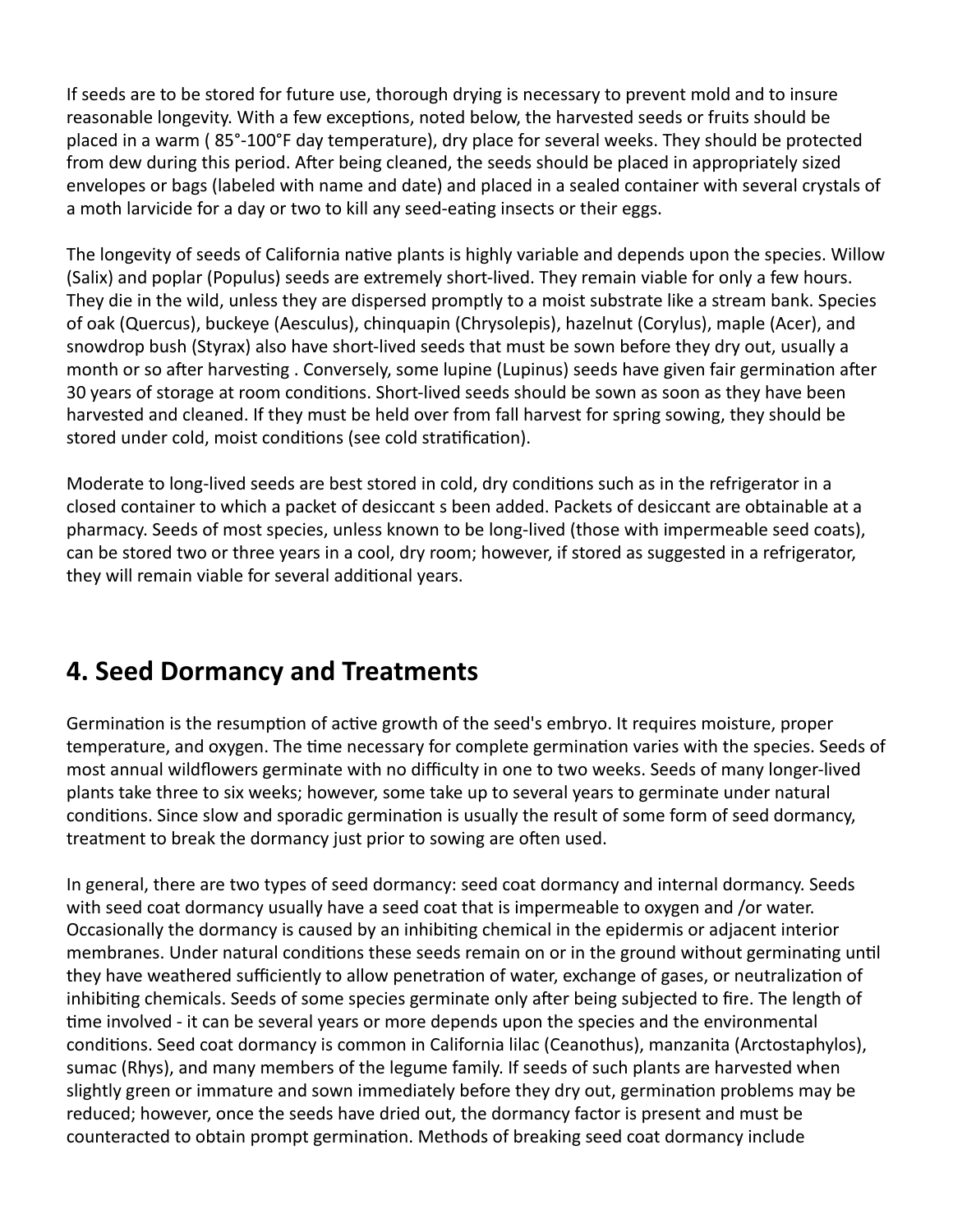If seeds are to be stored for future use, thorough drying is necessary to prevent mold and to insure reasonable longevity. With a few exceptions, noted below, the harvested seeds or fruits should be placed in a warm ( 85°-100°F day temperature), dry place for several weeks. They should be protected from dew during this period. After being cleaned, the seeds should be placed in appropriately sized envelopes or bags (labeled with name and date) and placed in a sealed container with several crystals of a moth larvicide for a day or two to kill any seed-eating insects or their eggs.

The longevity of seeds of California native plants is highly variable and depends upon the species. Willow (Salix) and poplar (Populus) seeds are extremely short-lived. They remain viable for only a few hours. They die in the wild, unless they are dispersed promptly to a moist substrate like a stream bank. Species of oak (Quercus), buckeye (Aesculus), chinquapin (Chrysolepis), hazelnut (Corylus), maple (Acer), and snowdrop bush (Styrax) also have short-lived seeds that must be sown before they dry out, usually a month or so after harvesting . Conversely, some lupine (Lupinus) seeds have given fair germination after 30 years of storage at room conditions. Short-lived seeds should be sown as soon as they have been harvested and cleaned. If they must be held over from fall harvest for spring sowing, they should be stored under cold, moist conditions (see cold stratification).

Moderate to long-lived seeds are best stored in cold, dry conditions such as in the refrigerator in a closed container to which a packet of desiccant s been added. Packets of desiccant are obtainable at a pharmacy. Seeds of most species, unless known to be long-lived (those with impermeable seed coats), can be stored two or three years in a cool, dry room; however, if stored as suggested in a refrigerator, they will remain viable for several additional years.

## 4. Seed Dormancy and Treatments

Germination is the resumption of active growth of the seed's embryo. It requires moisture, proper temperature, and oxygen. The time necessary for complete germination varies with the species. Seeds of most annual wildflowers germinate with no difficulty in one to two weeks. Seeds of many longer-lived plants take three to six weeks; however, some take up to several years to germinate under natural conditions. Since slow and sporadic germination is usually the result of some form of seed dormancy, treatment to break the dormancy just prior to sowing are often used.

In general, there are two types of seed dormancy: seed coat dormancy and internal dormancy. Seeds with seed coat dormancy usually have a seed coat that is impermeable to oxygen and /or water. Occasionally the dormancy is caused by an inhibiting chemical in the epidermis or adjacent interior membranes. Under natural conditions these seeds remain on or in the ground without germinating until they have weathered sufficiently to allow penetration of water, exchange of gases, or neutralization of inhibiting chemicals. Seeds of some species germinate only after being subjected to fire. The length of time involved - it can be several years or more depends upon the species and the environmental conditions. Seed coat dormancy is common in California lilac (Ceanothus), manzanita (Arctostaphylos), sumac (Rhys), and many members of the legume family. If seeds of such plants are harvested when slightly green or immature and sown immediately before they dry out, germination problems may be reduced; however, once the seeds have dried out, the dormancy factor is present and must be counteracted to obtain prompt germination. Methods of breaking seed coat dormancy include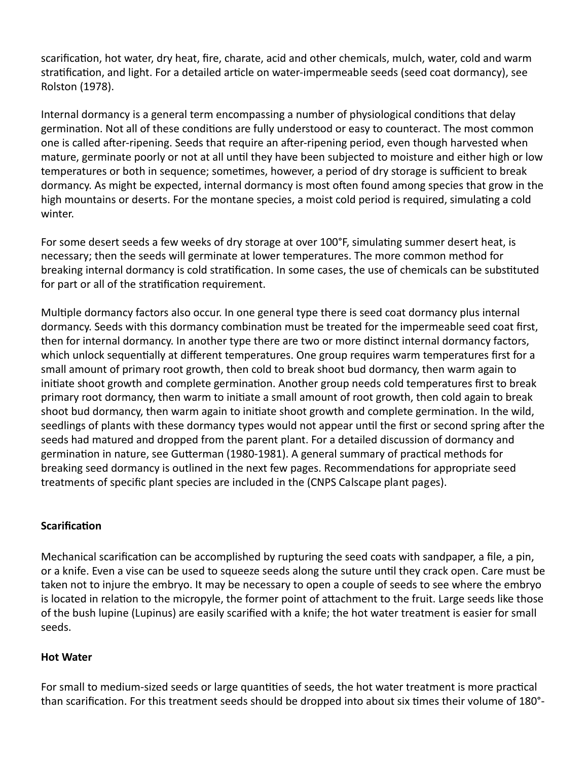scarification, hot water, dry heat, fire, charate, acid and other chemicals, mulch, water, cold and warm stratification, and light. For a detailed article on water-impermeable seeds (seed coat dormancy), see Rolston (1978).

Internal dormancy is a general term encompassing a number of physiological conditions that delay germination. Not all of these conditions are fully understood or easy to counteract. The most common one is called after-ripening. Seeds that require an after-ripening period, even though harvested when mature, germinate poorly or not at all until they have been subjected to moisture and either high or low temperatures or both in sequence; sometimes, however, a period of dry storage is sufficient to break dormancy. As might be expected, internal dormancy is most often found among species that grow in the high mountains or deserts. For the montane species, a moist cold period is required, simulating a cold winter.

For some desert seeds a few weeks of dry storage at over 100°F, simulating summer desert heat, is necessary; then the seeds will germinate at lower temperatures. The more common method for breaking internal dormancy is cold stratification. In some cases, the use of chemicals can be substituted for part or all of the stratification requirement.

Multiple dormancy factors also occur. In one general type there is seed coat dormancy plus internal dormancy. Seeds with this dormancy combination must be treated for the impermeable seed coat first, then for internal dormancy. In another type there are two or more distinct internal dormancy factors, which unlock sequentially at different temperatures. One group requires warm temperatures first for a small amount of primary root growth, then cold to break shoot bud dormancy, then warm again to initiate shoot growth and complete germination. Another group needs cold temperatures first to break primary root dormancy, then warm to initiate a small amount of root growth, then cold again to break shoot bud dormancy, then warm again to initiate shoot growth and complete germination. In the wild, seedlings of plants with these dormancy types would not appear until the first or second spring after the seeds had matured and dropped from the parent plant. For a detailed discussion of dormancy and germination in nature, see Gutterman (1980-1981). A general summary of practical methods for breaking seed dormancy is outlined in the next few pages. Recommendations for appropriate seed treatments of specific plant species are included in the (CNPS Calscape plant pages).

**Scarification**

Mechanical scarification can be accomplished by rupturing the seed coats with sandpaper, a file, a pin, or a knife. Even a vise can be used to squeeze seeds along the suture until they crack open. Care must be taken not to injure the embryo. It may be necessary to open a couple of seeds to see where the embryo is located in relation to the micropyle, the former point of attachment to the fruit. Large seeds like those of the bush lupine (Lupinus) are easily scarified with a knife; the hot water treatment is easier for small seeds.

**Hot Water**

For small to medium-sized seeds or large quantities of seeds, the hot water treatment is more practical than scarification. For this treatment seeds should be dropped into about six times their volume of 180°-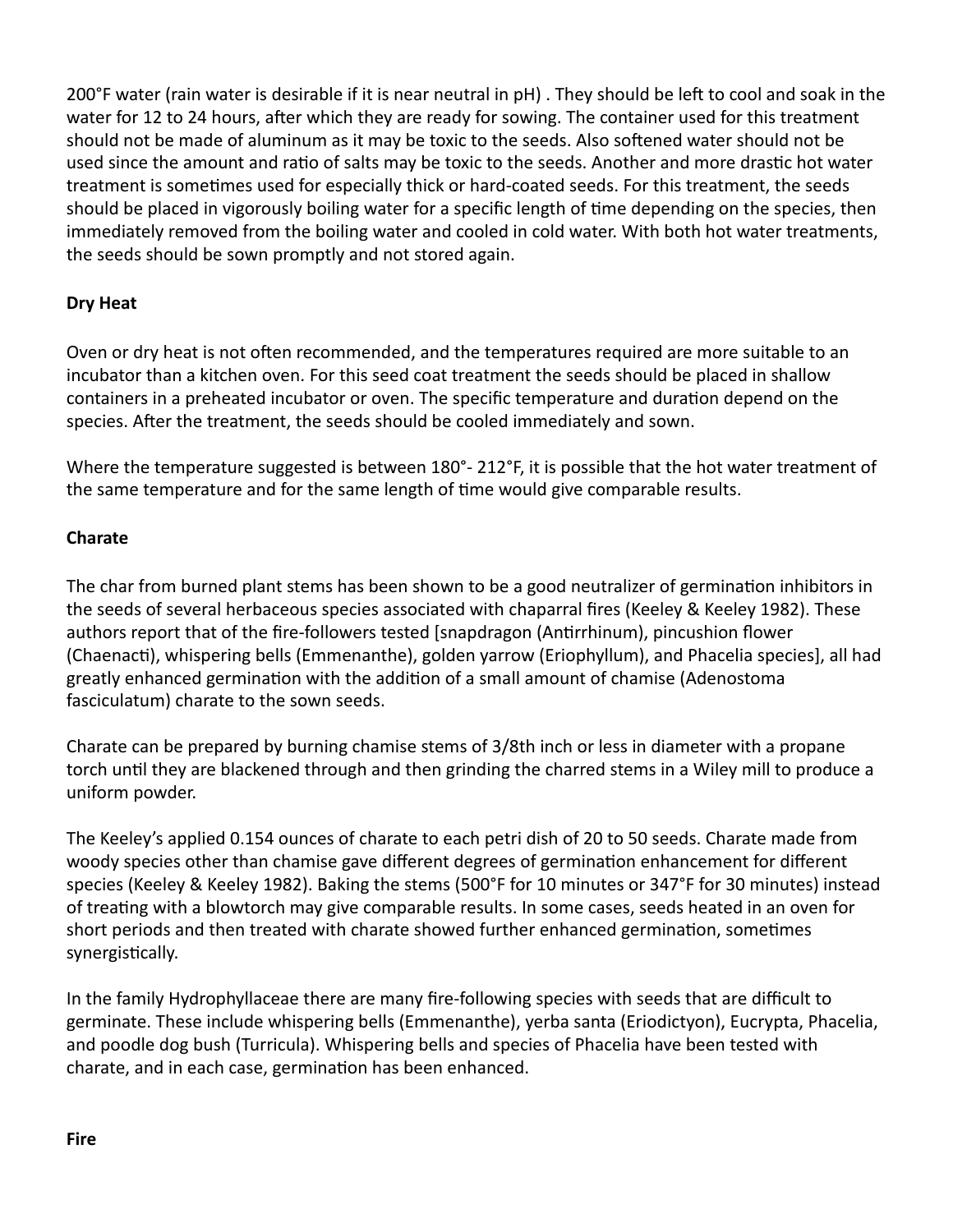200°F water (rain water is desirable if it is near neutral in pH) . They should be left to cool and soak in the water for 12 to 24 hours, after which they are ready for sowing. The container used for this treatment should not be made of aluminum as it may be toxic to the seeds. Also softened water should not be used since the amount and ratio of salts may be toxic to the seeds. Another and more drastic hot water treatment is sometimes used for especially thick or hard-coated seeds. For this treatment, the seeds should be placed in vigorously boiling water for a specific length of time depending on the species, then immediately removed from the boiling water and cooled in cold water. With both hot water treatments, the seeds should be sown promptly and not stored again.

**Dry Heat**

Oven or dry heat is not often recommended, and the temperatures required are more suitable to an incubator than a kitchen oven. For this seed coat treatment the seeds should be placed in shallow containers in a preheated incubator or oven. The specific temperature and duration depend on the species. After the treatment, the seeds should be cooled immediately and sown.

Where the temperature suggested is between 180°- 212°F, it is possible that the hot water treatment of the same temperature and for the same length of time would give comparable results.

**Charate**

The char from burned plant stems has been shown to be a good neutralizer of germination inhibitors in the seeds of several herbaceous species associated with chaparral fires (Keeley & Keeley 1982). These authors report that of the fire-followers tested [snapdragon (Antirrhinum), pincushion flower (Chaenacti), whispering bells (Emmenanthe), golden yarrow (Eriophyllum), and Phacelia species], all had greatly enhanced germination with the addition of a small amount of chamise (Adenostoma fasciculatum) charate to the sown seeds.

Charate can be prepared by burning chamise stems of 3/8th inch or less in diameter with a propane torch until they are blackened through and then grinding the charred stems in a Wiley mill to produce a uniform powder.

The Keeley's applied 0.154 ounces of charate to each petri dish of 20 to 50 seeds. Charate made from woody species other than chamise gave different degrees of germination enhancement for different species (Keeley & Keeley 1982). Baking the stems (500°F for 10 minutes or 347°F for 30 minutes) instead of treating with a blowtorch may give comparable results. In some cases, seeds heated in an oven for short periods and then treated with charate showed further enhanced germination, sometimes synergistically.

In the family Hydrophyllaceae there are many fire-following species with seeds that are difficult to germinate. These include whispering bells (Emmenanthe), yerba santa (Eriodictyon), Eucrypta, Phacelia, and poodle dog bush (Turricula). Whispering bells and species of Phacelia have been tested with charate, and in each case, germination has been enhanced.

**Fire**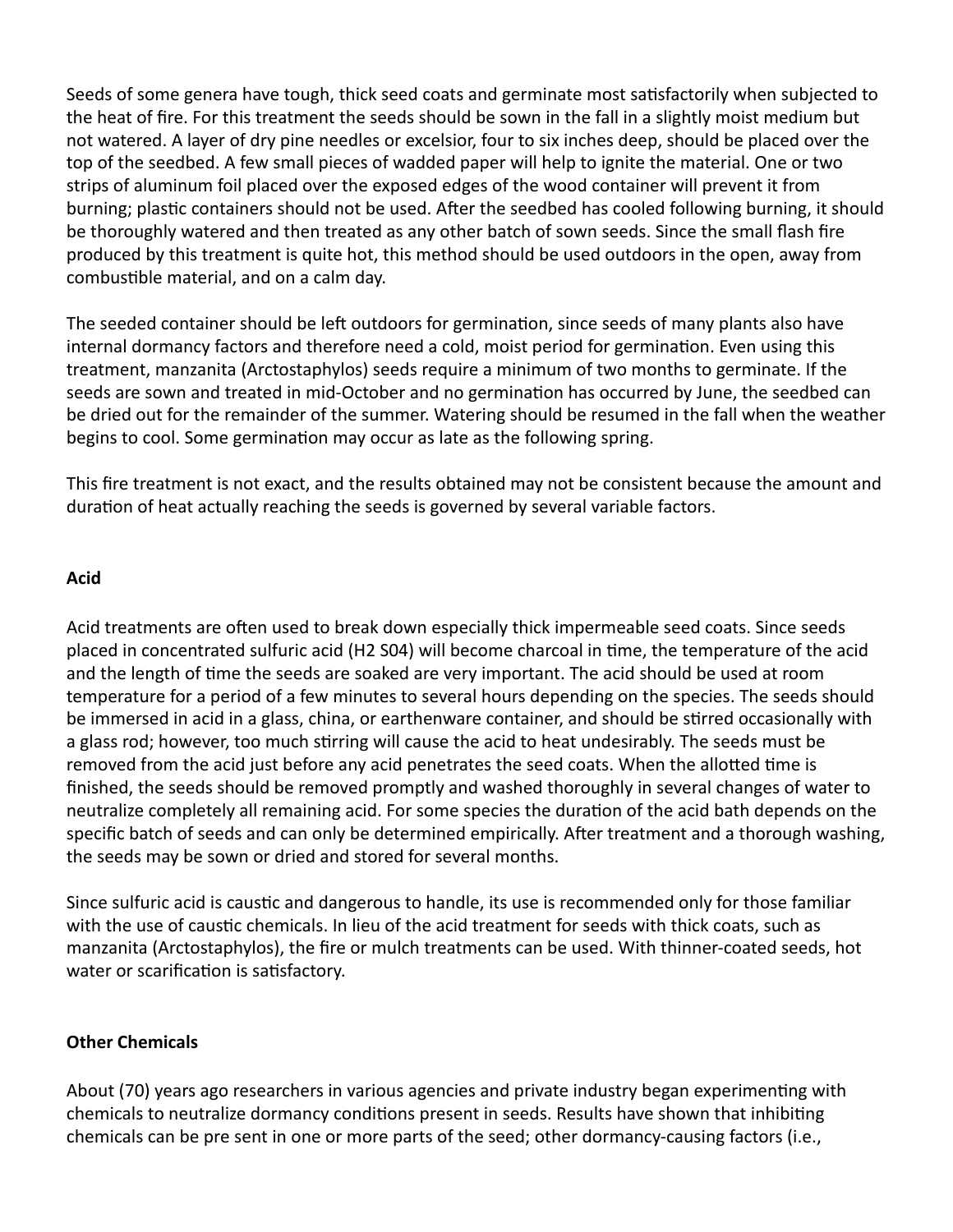Seeds of some genera have tough, thick seed coats and germinate most satisfactorily when subjected to the heat of fire. For this treatment the seeds should be sown in the fall in a slightly moist medium but not watered. A layer of dry pine needles or excelsior, four to six inches deep, should be placed over the top of the seedbed. A few small pieces of wadded paper will help to ignite the material. One or two strips of aluminum foil placed over the exposed edges of the wood container will prevent it from burning; plastic containers should not be used. After the seedbed has cooled following burning, it should be thoroughly watered and then treated as any other batch of sown seeds. Since the small flash fire produced by this treatment is quite hot, this method should be used outdoors in the open, away from combustible material, and on a calm day.

The seeded container should be left outdoors for germination, since seeds of many plants also have internal dormancy factors and therefore need a cold, moist period for germination. Even using this treatment, manzanita (Arctostaphylos) seeds require a minimum of two months to germinate. If the seeds are sown and treated in mid-October and no germination has occurred by June, the seedbed can be dried out for the remainder of the summer. Watering should be resumed in the fall when the weather begins to cool. Some germination may occur as late as the following spring.

This fire treatment is not exact, and the results obtained may not be consistent because the amount and duration of heat actually reaching the seeds is governed by several variable factors.

**Acid**

Acid treatments are often used to break down especially thick impermeable seed coats. Since seeds placed in concentrated sulfuric acid ($H_2SO_4$) will become charcoal in time, the temperature of the acid and the length of time the seeds are soaked are very important. The acid should be used at room temperature for a period of a few minutes to several hours depending on the species. The seeds should be immersed in acid in a glass, china, or earthenware container, and should be stirred occasionally with a glass rod; however, too much stirring will cause the acid to heat undesirably. The seeds must be removed from the acid just before any acid penetrates the seed coats. When the allotted time is finished, the seeds should be removed promptly and washed thoroughly in several changes of water to neutralize completely all remaining acid. For some species the duration of the acid bath depends on the specific batch of seeds and can only be determined empirically. After treatment and a thorough washing, the seeds may be sown or dried and stored for several months.

Since sulfuric acid is caustic and dangerous to handle, its use is recommended only for those familiar with the use of caustic chemicals. In lieu of the acid treatment for seeds with thick coats, such as manzanita (Arctostaphylos), the fire or mulch treatments can be used. With thinner-coated seeds, hot water or scarification is satisfactory.

**Other Chemicals**

About (70) years ago researchers in various agencies and private industry began experimenting with chemicals to neutralize dormancy conditions present in seeds. Results have shown that inhibiting chemicals can be pre sent in one or more parts of the seed; other dormancy-causing factors (i.e.,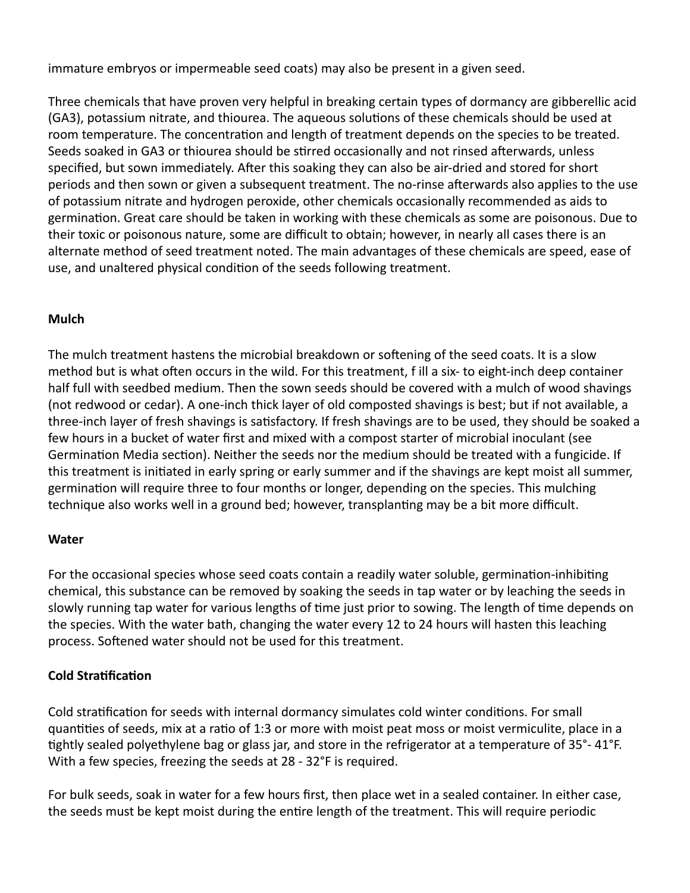immature embryos or impermeable seed coats) may also be present in a given seed.

Three chemicals that have proven very helpful in breaking certain types of dormancy are gibberellic acid (GA3), potassium nitrate, and thiourea. The aqueous solutions of these chemicals should be used at room temperature. The concentration and length of treatment depends on the species to be treated. Seeds soaked in GA3 or thiourea should be stirred occasionally and not rinsed afterwards, unless specified, but sown immediately. After this soaking they can also be air-dried and stored for short periods and then sown or given a subsequent treatment. The no-rinse afterwards also applies to the use of potassium nitrate and hydrogen peroxide, other chemicals occasionally recommended as aids to germination. Great care should be taken in working with these chemicals as some are poisonous. Due to their toxic or poisonous nature, some are difficult to obtain; however, in nearly all cases there is an alternate method of seed treatment noted. The main advantages of these chemicals are speed, ease of use, and unaltered physical condition of the seeds following treatment.

**Mulch**

The mulch treatment hastens the microbial breakdown or softening of the seed coats. It is a slow method but is what often occurs in the wild. For this treatment, f ill a six- to eight-inch deep container half full with seedbed medium. Then the sown seeds should be covered with a mulch of wood shavings (not redwood or cedar). A one-inch thick layer of old composted shavings is best; but if not available, a three-inch layer of fresh shavings is satisfactory. If fresh shavings are to be used, they should be soaked a few hours in a bucket of water first and mixed with a compost starter of microbial inoculant (see Germination Media section). Neither the seeds nor the medium should be treated with a fungicide. If this treatment is initiated in early spring or early summer and if the shavings are kept moist all summer, germination will require three to four months or longer, depending on the species. This mulching technique also works well in a ground bed; however, transplanting may be a bit more difficult.

**Water**

For the occasional species whose seed coats contain a readily water soluble, germination-inhibiting chemical, this substance can be removed by soaking the seeds in tap water or by leaching the seeds in slowly running tap water for various lengths of time just prior to sowing. The length of time depends on the species. With the water bath, changing the water every 12 to 24 hours will hasten this leaching process. Softened water should not be used for this treatment.

**Cold Stratification**

Cold stratification for seeds with internal dormancy simulates cold winter conditions. For small quantities of seeds, mix at a ratio of 1:3 or more with moist peat moss or moist vermiculite, place in a tightly sealed polyethylene bag or glass jar, and store in the refrigerator at a temperature of 35°- 41°F. With a few species, freezing the seeds at 28 - 32°F is required.

For bulk seeds, soak in water for a few hours first, then place wet in a sealed container. In either case, the seeds must be kept moist during the entire length of the treatment. This will require periodic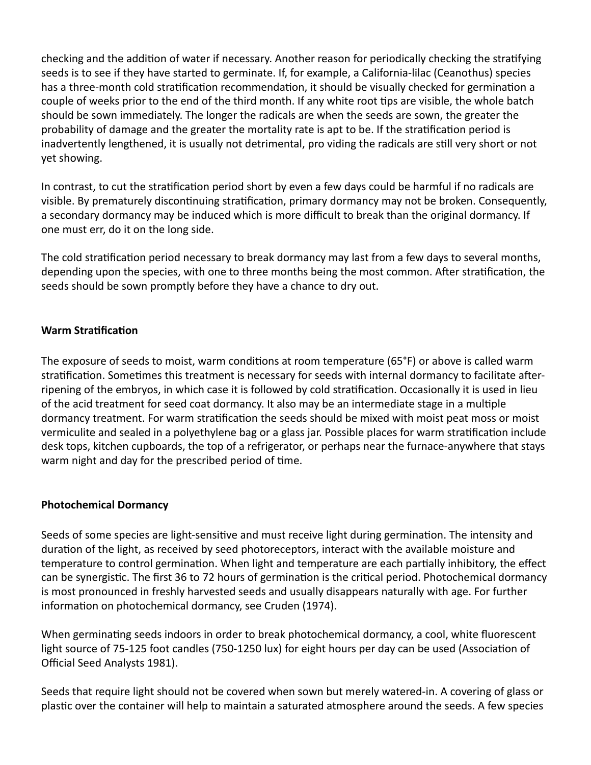checking and the addition of water if necessary. Another reason for periodically checking the stratifying seeds is to see if they have started to germinate. If, for example, a California-lilac (Ceanothus) species has a three-month cold stratification recommendation, it should be visually checked for germination a couple of weeks prior to the end of the third month. If any white root tips are visible, the whole batch should be sown immediately. The longer the radicals are when the seeds are sown, the greater the probability of damage and the greater the mortality rate is apt to be. If the stratification period is inadvertently lengthened, it is usually not detrimental, pro viding the radicals are still very short or not yet showing.

In contrast, to cut the stratification period short by even a few days could be harmful if no radicals are visible. By prematurely discontinuing stratification, primary dormancy may not be broken. Consequently, a secondary dormancy may be induced which is more difficult to break than the original dormancy. If one must err, do it on the long side.

The cold stratification period necessary to break dormancy may last from a few days to several months, depending upon the species, with one to three months being the most common. After stratification, the seeds should be sown promptly before they have a chance to dry out.

**Warm Stratification**

The exposure of seeds to moist, warm conditions at room temperature (65°F) or above is called warm stratification. Sometimes this treatment is necessary for seeds with internal dormancy to facilitate after-ripening of the embryos, in which case it is followed by cold stratification. Occasionally it is used in lieu of the acid treatment for seed coat dormancy. It also may be an intermediate stage in a multiple dormancy treatment. For warm stratification the seeds should be mixed with moist peat moss or moist vermiculite and sealed in a polyethylene bag or a glass jar. Possible places for warm stratification include desk tops, kitchen cupboards, the top of a refrigerator, or perhaps near the furnace-anywhere that stays warm night and day for the prescribed period of time.

**Photochemical Dormancy**

Seeds of some species are light-sensitive and must receive light during germination. The intensity and duration of the light, as received by seed photoreceptors, interact with the available moisture and temperature to control germination. When light and temperature are each partially inhibitory, the effect can be synergistic. The first 36 to 72 hours of germination is the critical period. Photochemical dormancy is most pronounced in freshly harvested seeds and usually disappears naturally with age. For further information on photochemical dormancy, see Cruden (1974).

When germinating seeds indoors in order to break photochemical dormancy, a cool, white fluorescent light source of 75-125 foot candles (750-1250 lux) for eight hours per day can be used (Association of Official Seed Analysts 1981).

Seeds that require light should not be covered when sown but merely watered-in. A covering of glass or plastic over the container will help to maintain a saturated atmosphere around the seeds. A few species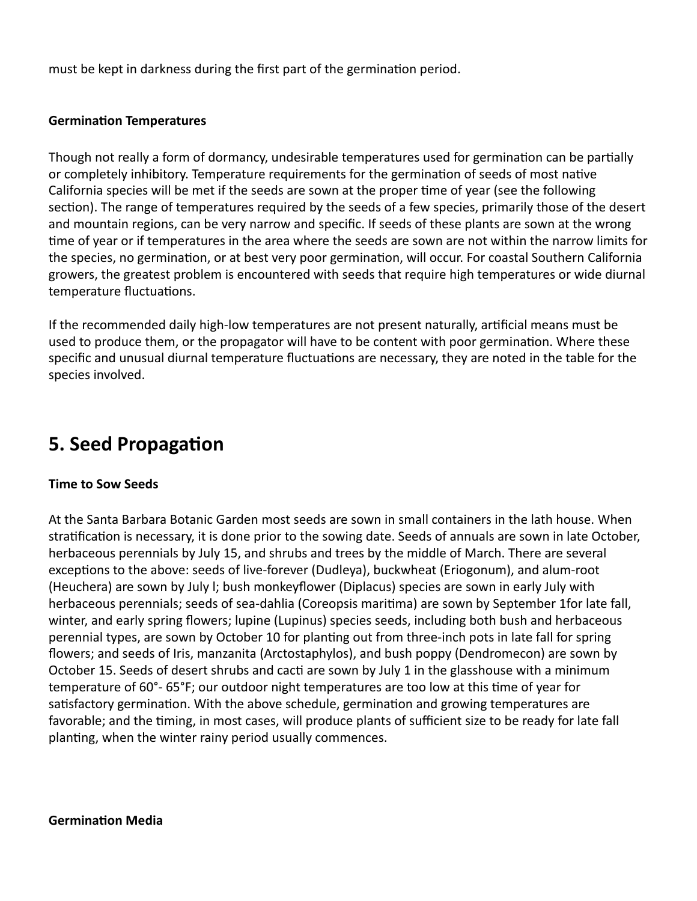must be kept in darkness during the first part of the germination period.

### Germination Temperatures

Though not really a form of dormancy, undesirable temperatures used for germination can be partially or completely inhibitory. Temperature requirements for the germination of seeds of most native California species will be met if the seeds are sown at the proper time of year (see the following section). The range of temperatures required by the seeds of a few species, primarily those of the desert and mountain regions, can be very narrow and specific. If seeds of these plants are sown at the wrong time of year or if temperatures in the area where the seeds are sown are not within the narrow limits for the species, no germination, or at best very poor germination, will occur. For coastal Southern California growers, the greatest problem is encountered with seeds that require high temperatures or wide diurnal temperature fluctuations.

If the recommended daily high-low temperatures are not present naturally, artificial means must be used to produce them, or the propagator will have to be content with poor germination. Where these specific and unusual diurnal temperature fluctuations are necessary, they are noted in the table for the species involved.

## 5. Seed Propagation

### Time to Sow Seeds

At the Santa Barbara Botanic Garden most seeds are sown in small containers in the lath house. When stratification is necessary, it is done prior to the sowing date. Seeds of annuals are sown in late October, herbaceous perennials by July 15, and shrubs and trees by the middle of March. There are several exceptions to the above: seeds of live-forever (Dudleya), buckwheat (Eriogonum), and alum-root (Heuchera) are sown by July l; bush monkeyflower (Diplacus) species are sown in early July with herbaceous perennials; seeds of sea-dahlia (Coreopsis maritima) are sown by September 1for late fall, winter, and early spring flowers; lupine (Lupinus) species seeds, including both bush and herbaceous perennial types, are sown by October 10 for planting out from three-inch pots in late fall for spring flowers; and seeds of Iris, manzanita (Arctostaphylos), and bush poppy (Dendromecon) are sown by October 15. Seeds of desert shrubs and cacti are sown by July 1 in the glasshouse with a minimum temperature of 60°- 65°F; our outdoor night temperatures are too low at this time of year for satisfactory germination. With the above schedule, germination and growing temperatures are favorable; and the timing, in most cases, will produce plants of sufficient size to be ready for late fall planting, when the winter rainy period usually commences.

### Germination Media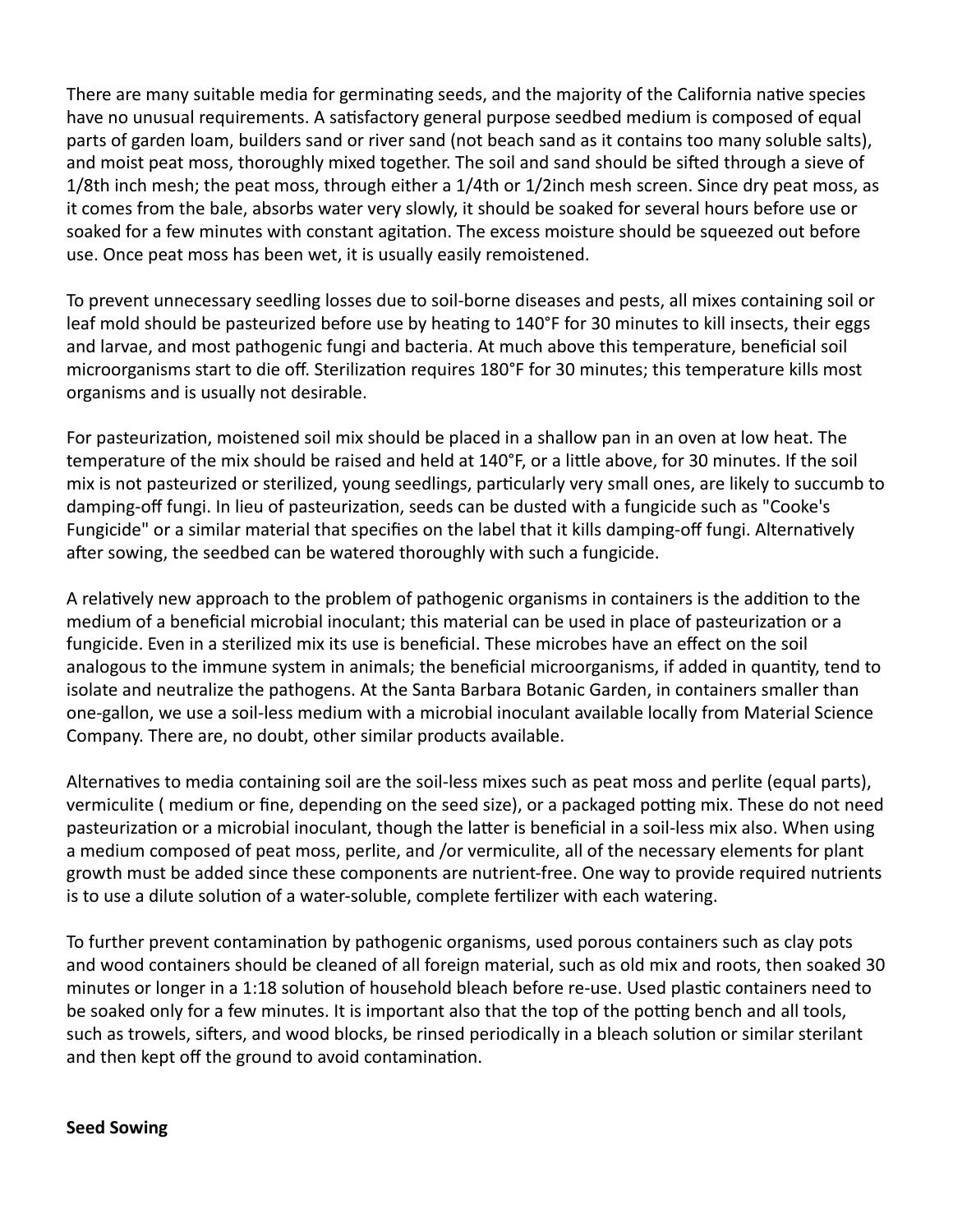There are many suitable media for germinating seeds, and the majority of the California native species have no unusual requirements. A satisfactory general purpose seedbed medium is composed of equal parts of garden loam, builders sand or river sand (not beach sand as it contains too many soluble salts), and moist peat moss, thoroughly mixed together. The soil and sand should be sifted through a sieve of 1/8th inch mesh; the peat moss, through either a 1/4th or 1/2inch mesh screen. Since dry peat moss, as it comes from the bale, absorbs water very slowly, it should be soaked for several hours before use or soaked for a few minutes with constant agitation. The excess moisture should be squeezed out before use. Once peat moss has been wet, it is usually easily remoistened.

To prevent unnecessary seedling losses due to soil-borne diseases and pests, all mixes containing soil or leaf mold should be pasteurized before use by heating to 140°F for 30 minutes to kill insects, their eggs and larvae, and most pathogenic fungi and bacteria. At much above this temperature, beneficial soil microorganisms start to die off. Sterilization requires 180°F for 30 minutes; this temperature kills most organisms and is usually not desirable.

For pasteurization, moistened soil mix should be placed in a shallow pan in an oven at low heat. The temperature of the mix should be raised and held at 140°F, or a little above, for 30 minutes. If the soil mix is not pasteurized or sterilized, young seedlings, particularly very small ones, are likely to succumb to damping-off fungi. In lieu of pasteurization, seeds can be dusted with a fungicide such as "Cooke's Fungicide" or a similar material that specifies on the label that it kills damping-off fungi. Alternatively after sowing, the seedbed can be watered thoroughly with such a fungicide.

A relatively new approach to the problem of pathogenic organisms in containers is the addition to the medium of a beneficial microbial inoculant; this material can be used in place of pasteurization or a fungicide. Even in a sterilized mix its use is beneficial. These microbes have an effect on the soil analogous to the immune system in animals; the beneficial microorganisms, if added in quantity, tend to isolate and neutralize the pathogens. At the Santa Barbara Botanic Garden, in containers smaller than one-gallon, we use a soil-less medium with a microbial inoculant available locally from Material Science Company. There are, no doubt, other similar products available.

Alternatives to media containing soil are the soil-less mixes such as peat moss and perlite (equal parts), vermiculite ( medium or fine, depending on the seed size), or a packaged potting mix. These do not need pasteurization or a microbial inoculant, though the latter is beneficial in a soil-less mix also. When using a medium composed of peat moss, perlite, and /or vermiculite, all of the necessary elements for plant growth must be added since these components are nutrient-free. One way to provide required nutrients is to use a dilute solution of a water-soluble, complete fertilizer with each watering.

To further prevent contamination by pathogenic organisms, used porous containers such as clay pots and wood containers should be cleaned of all foreign material, such as old mix and roots, then soaked 30 minutes or longer in a 1:18 solution of household bleach before re-use. Used plastic containers need to be soaked only for a few minutes. It is important also that the top of the potting bench and all tools, such as trowels, sifters, and wood blocks, be rinsed periodically in a bleach solution or similar sterilant and then kept off the ground to avoid contamination.

**Seed Sowing**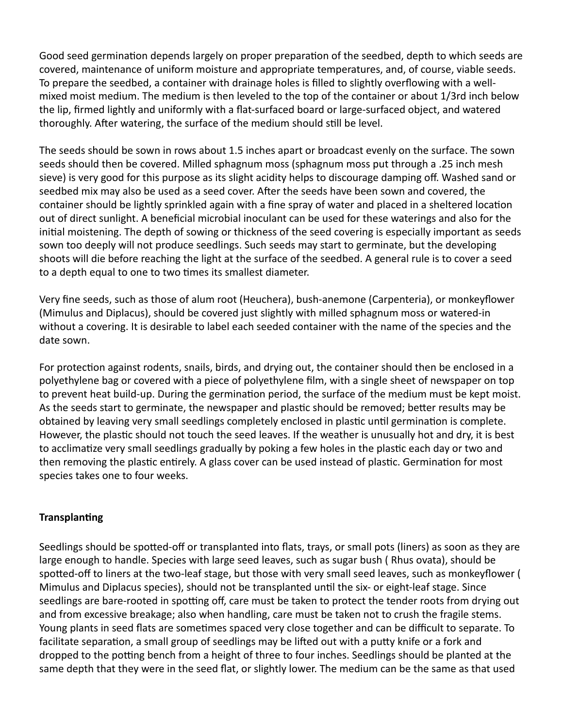Good seed germination depends largely on proper preparation of the seedbed, depth to which seeds are covered, maintenance of uniform moisture and appropriate temperatures, and, of course, viable seeds. To prepare the seedbed, a container with drainage holes is filled to slightly overflowing with a well-mixed moist medium. The medium is then leveled to the top of the container or about 1/3rd inch below the lip, firmed lightly and uniformly with a flat-surfaced board or large-surfaced object, and watered thoroughly. After watering, the surface of the medium should still be level.

The seeds should be sown in rows about 1.5 inches apart or broadcast evenly on the surface. The sown seeds should then be covered. Milled sphagnum moss (sphagnum moss put through a .25 inch mesh sieve) is very good for this purpose as its slight acidity helps to discourage damping off. Washed sand or seedbed mix may also be used as a seed cover. After the seeds have been sown and covered, the container should be lightly sprinkled again with a fine spray of water and placed in a sheltered location out of direct sunlight. A beneficial microbial inoculant can be used for these waterings and also for the initial moistening. The depth of sowing or thickness of the seed covering is especially important as seeds sown too deeply will not produce seedlings. Such seeds may start to germinate, but the developing shoots will die before reaching the light at the surface of the seedbed. A general rule is to cover a seed to a depth equal to one to two times its smallest diameter.

Very fine seeds, such as those of alum root (Heuchera), bush-anemone (Carpenteria), or monkeyflower (Mimulus and Diplacus), should be covered just slightly with milled sphagnum moss or watered-in without a covering. It is desirable to label each seeded container with the name of the species and the date sown.

For protection against rodents, snails, birds, and drying out, the container should then be enclosed in a polyethylene bag or covered with a piece of polyethylene film, with a single sheet of newspaper on top to prevent heat build-up. During the germination period, the surface of the medium must be kept moist. As the seeds start to germinate, the newspaper and plastic should be removed; better results may be obtained by leaving very small seedlings completely enclosed in plastic until germination is complete. However, the plastic should not touch the seed leaves. If the weather is unusually hot and dry, it is best to acclimatize very small seedlings gradually by poking a few holes in the plastic each day or two and then removing the plastic entirely. A glass cover can be used instead of plastic. Germination for most species takes one to four weeks.

**Transplanting**

Seedlings should be spotted-off or transplanted into flats, trays, or small pots (liners) as soon as they are large enough to handle. Species with large seed leaves, such as sugar bush ( Rhus ovata), should be spotted-off to liners at the two-leaf stage, but those with very small seed leaves, such as monkeyflower ( Mimulus and Diplacus species), should not be transplanted until the six- or eight-leaf stage. Since seedlings are bare-rooted in spotting off, care must be taken to protect the tender roots from drying out and from excessive breakage; also when handling, care must be taken not to crush the fragile stems. Young plants in seed flats are sometimes spaced very close together and can be difficult to separate. To facilitate separation, a small group of seedlings may be lifted out with a putty knife or a fork and dropped to the potting bench from a height of three to four inches. Seedlings should be planted at the same depth that they were in the seed flat, or slightly lower. The medium can be the same as that used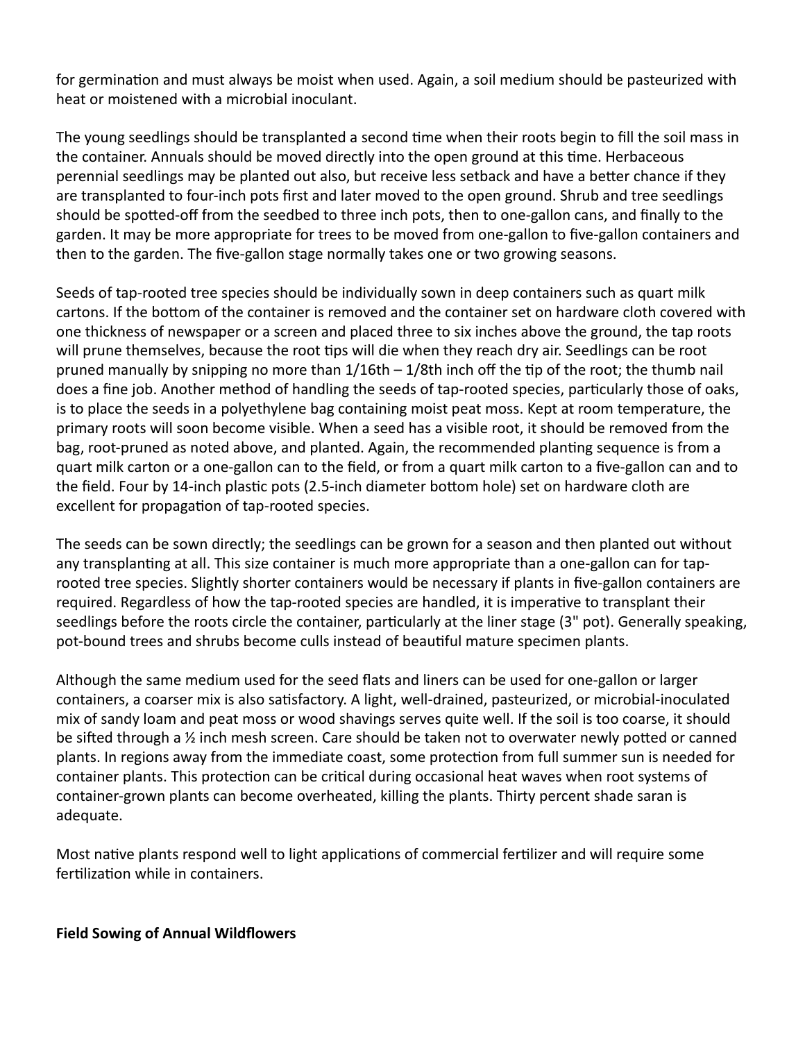for germination and must always be moist when used. Again, a soil medium should be pasteurized with heat or moistened with a microbial inoculant.

The young seedlings should be transplanted a second time when their roots begin to fill the soil mass in the container. Annuals should be moved directly into the open ground at this time. Herbaceous perennial seedlings may be planted out also, but receive less setback and have a better chance if they are transplanted to four-inch pots first and later moved to the open ground. Shrub and tree seedlings should be spotted-off from the seedbed to three inch pots, then to one-gallon cans, and finally to the garden. It may be more appropriate for trees to be moved from one-gallon to five-gallon containers and then to the garden. The five-gallon stage normally takes one or two growing seasons.

Seeds of tap-rooted tree species should be individually sown in deep containers such as quart milk cartons. If the bottom of the container is removed and the container set on hardware cloth covered with one thickness of newspaper or a screen and placed three to six inches above the ground, the tap roots will prune themselves, because the root tips will die when they reach dry air. Seedlings can be root pruned manually by snipping no more than 1/16th – 1/8th inch off the tip of the root; the thumb nail does a fine job. Another method of handling the seeds of tap-rooted species, particularly those of oaks, is to place the seeds in a polyethylene bag containing moist peat moss. Kept at room temperature, the primary roots will soon become visible. When a seed has a visible root, it should be removed from the bag, root-pruned as noted above, and planted. Again, the recommended planting sequence is from a quart milk carton or a one-gallon can to the field, or from a quart milk carton to a five-gallon can and to the field. Four by 14-inch plastic pots (2.5-inch diameter bottom hole) set on hardware cloth are excellent for propagation of tap-rooted species.

The seeds can be sown directly; the seedlings can be grown for a season and then planted out without any transplanting at all. This size container is much more appropriate than a one-gallon can for tap-rooted tree species. Slightly shorter containers would be necessary if plants in five-gallon containers are required. Regardless of how the tap-rooted species are handled, it is imperative to transplant their seedlings before the roots circle the container, particularly at the liner stage (3" pot). Generally speaking, pot-bound trees and shrubs become culls instead of beautiful mature specimen plants.

Although the same medium used for the seed flats and liners can be used for one-gallon or larger containers, a coarser mix is also satisfactory. A light, well-drained, pasteurized, or microbial-inoculated mix of sandy loam and peat moss or wood shavings serves quite well. If the soil is too coarse, it should be sifted through a ½ inch mesh screen. Care should be taken not to overwater newly potted or canned plants. In regions away from the immediate coast, some protection from full summer sun is needed for container plants. This protection can be critical during occasional heat waves when root systems of container-grown plants can become overheated, killing the plants. Thirty percent shade saran is adequate.

Most native plants respond well to light applications of commercial fertilizer and will require some fertilization while in containers.

**Field Sowing of Annual Wildflowers**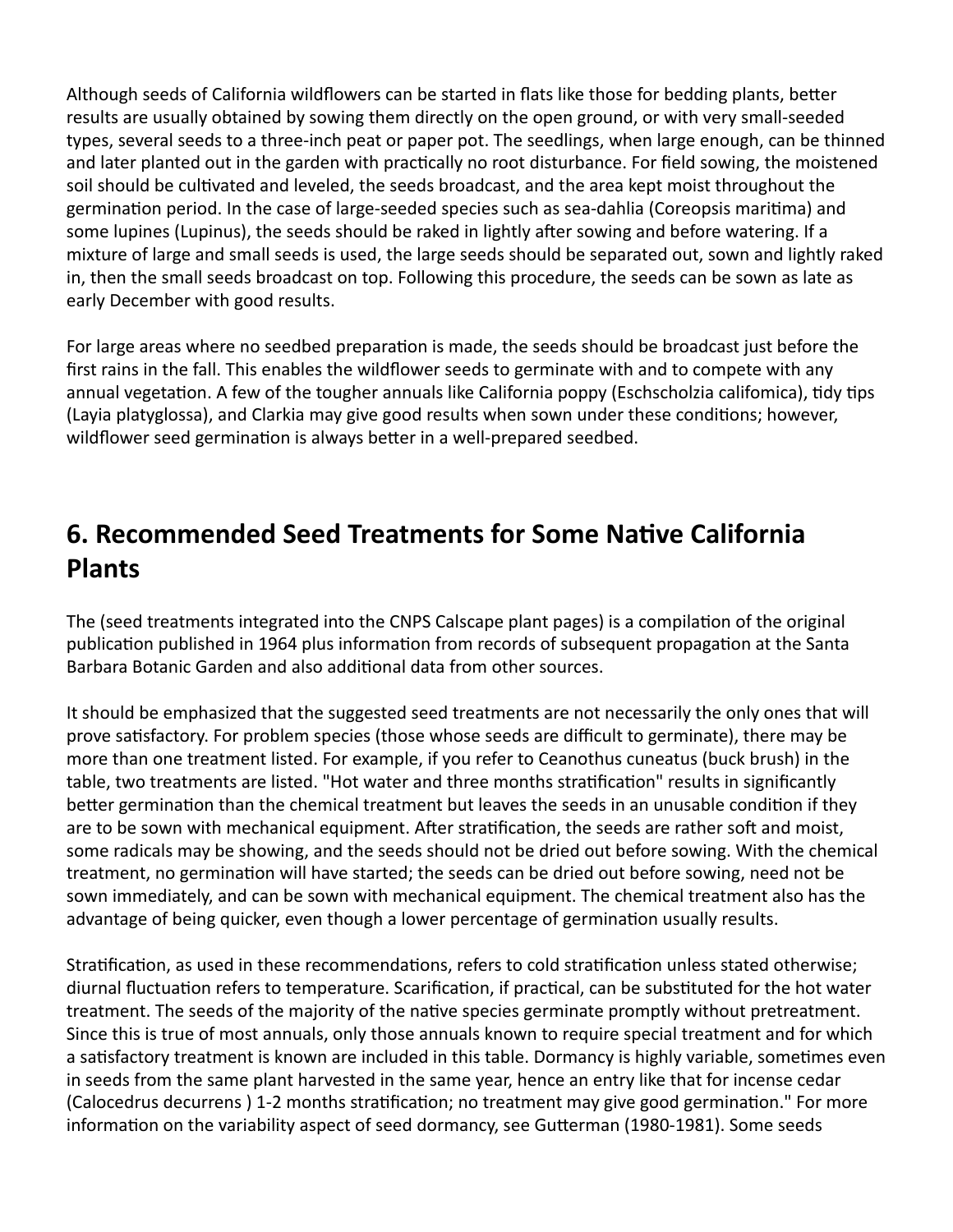Although seeds of California wildflowers can be started in flats like those for bedding plants, better results are usually obtained by sowing them directly on the open ground, or with very small-seeded types, several seeds to a three-inch peat or paper pot. The seedlings, when large enough, can be thinned and later planted out in the garden with practically no root disturbance. For field sowing, the moistened soil should be cultivated and leveled, the seeds broadcast, and the area kept moist throughout the germination period. In the case of large-seeded species such as sea-dahlia (Coreopsis maritima) and some lupines (Lupinus), the seeds should be raked in lightly after sowing and before watering. If a mixture of large and small seeds is used, the large seeds should be separated out, sown and lightly raked in, then the small seeds broadcast on top. Following this procedure, the seeds can be sown as late as early December with good results.

For large areas where no seedbed preparation is made, the seeds should be broadcast just before the first rains in the fall. This enables the wildflower seeds to germinate with and to compete with any annual vegetation. A few of the tougher annuals like California poppy (Eschscholzia califomica), tidy tips (Layia platyglossa), and Clarkia may give good results when sown under these conditions; however, wildflower seed germination is always better in a well-prepared seedbed.

## 6. Recommended Seed Treatments for Some Native California Plants

The (seed treatments integrated into the CNPS Calscape plant pages) is a compilation of the original publication published in 1964 plus information from records of subsequent propagation at the Santa Barbara Botanic Garden and also additional data from other sources.

It should be emphasized that the suggested seed treatments are not necessarily the only ones that will prove satisfactory. For problem species (those whose seeds are difficult to germinate), there may be more than one treatment listed. For example, if you refer to Ceanothus cuneatus (buck brush) in the table, two treatments are listed. "Hot water and three months stratification" results in significantly better germination than the chemical treatment but leaves the seeds in an unusable condition if they are to be sown with mechanical equipment. After stratification, the seeds are rather soft and moist, some radicals may be showing, and the seeds should not be dried out before sowing. With the chemical treatment, no germination will have started; the seeds can be dried out before sowing, need not be sown immediately, and can be sown with mechanical equipment. The chemical treatment also has the advantage of being quicker, even though a lower percentage of germination usually results.

Stratification, as used in these recommendations, refers to cold stratification unless stated otherwise; diurnal fluctuation refers to temperature. Scarification, if practical, can be substituted for the hot water treatment. The seeds of the majority of the native species germinate promptly without pretreatment. Since this is true of most annuals, only those annuals known to require special treatment and for which a satisfactory treatment is known are included in this table. Dormancy is highly variable, sometimes even in seeds from the same plant harvested in the same year, hence an entry like that for incense cedar (Calocedrus decurrens ) 1-2 months stratification; no treatment may give good germination." For more information on the variability aspect of seed dormancy, see Gutterman (1980-1981). Some seeds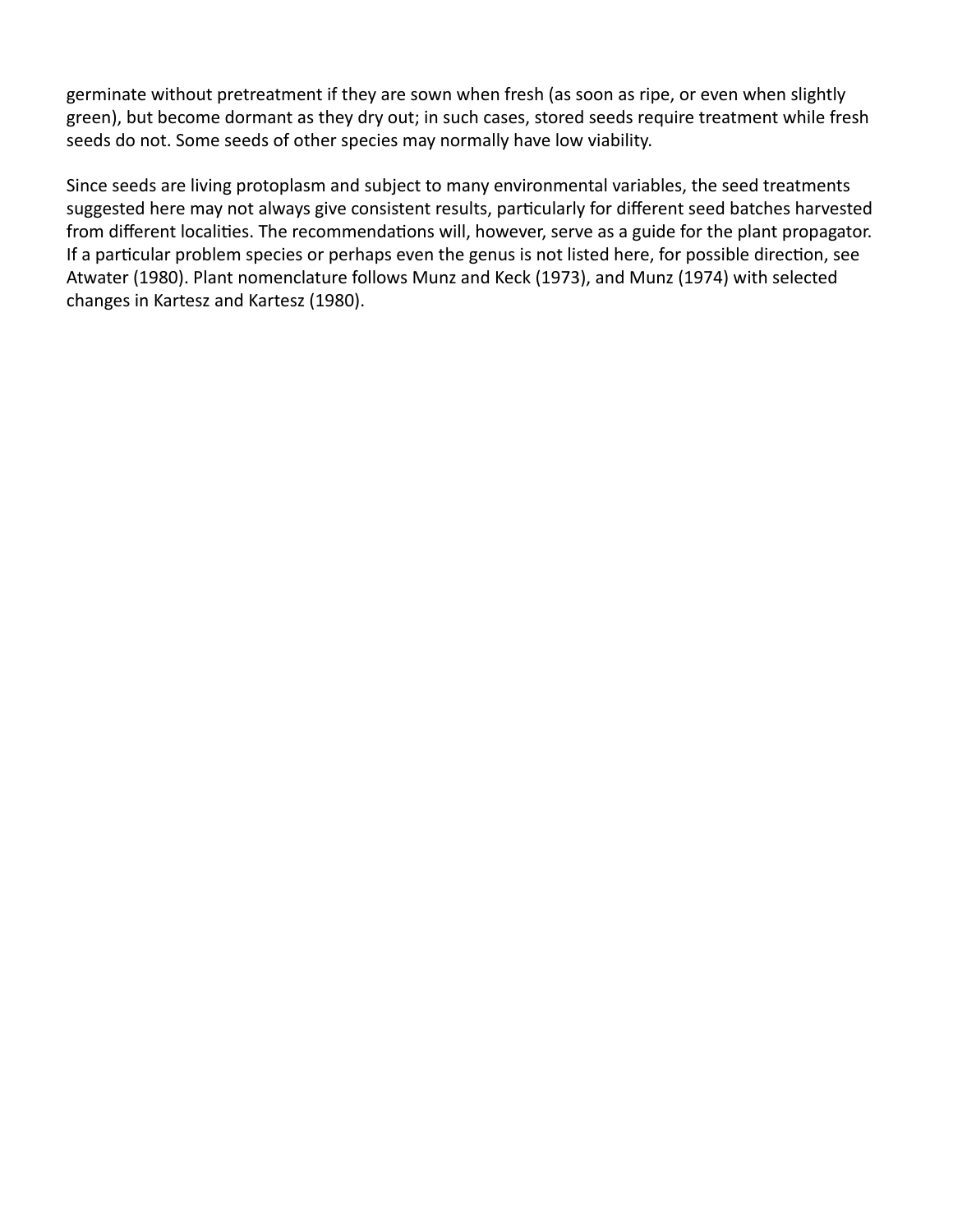germinate without pretreatment if they are sown when fresh (as soon as ripe, or even when slightly green), but become dormant as they dry out; in such cases, stored seeds require treatment while fresh seeds do not. Some seeds of other species may normally have low viability.

Since seeds are living protoplasm and subject to many environmental variables, the seed treatments suggested here may not always give consistent results, particularly for different seed batches harvested from different localities. The recommendations will, however, serve as a guide for the plant propagator. If a particular problem species or perhaps even the genus is not listed here, for possible direction, see Atwater (1980). Plant nomenclature follows Munz and Keck (1973), and Munz (1974) with selected changes in Kartesz and Kartesz (1980).